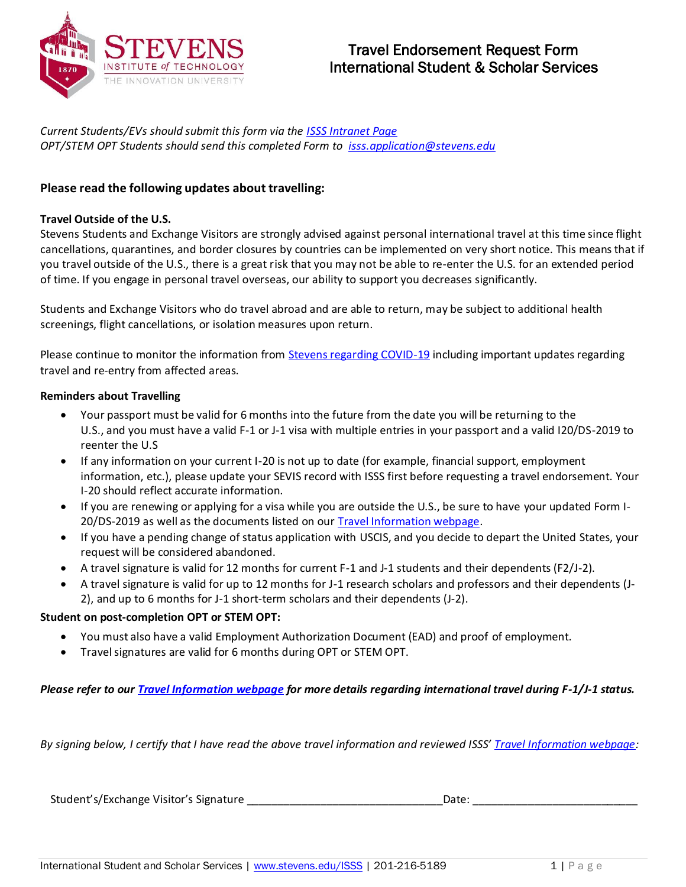# Travel Endorsement Request Form
## International Student & Scholar Services

*Current Students/EVs should submit this form via the [ISSS Intranet Page](#)*
*OPT/STEM OPT Students should send this completed Form to [isss.application@stevens.edu](mailto:isss.application@stevens.edu)*

### Please read the following updates about travelling:

**Travel Outside of the U.S.**
Stevens Students and Exchange Visitors are strongly advised against personal international travel at this time since flight cancellations, quarantines, and border closures by countries can be implemented on very short notice. This means that if you travel outside of the U.S., there is a great risk that you may not be able to re-enter the U.S. for an extended period of time. If you engage in personal travel overseas, our ability to support you decreases significantly.

Students and Exchange Visitors who do travel abroad and are able to return, may be subject to additional health screenings, flight cancellations, or isolation measures upon return.

Please continue to monitor the information from [Stevens regarding COVID-19](#) including important updates regarding travel and re-entry from affected areas.

**Reminders about Travelling**

- Your passport must be valid for 6 months into the future from the date you will be returning to the U.S., and you must have a valid F-1 or J-1 visa with multiple entries in your passport and a valid I20/DS-2019 to reenter the U.S
- If any information on your current I-20 is not up to date (for example, financial support, employment information, etc.), please update your SEVIS record with ISSS first before requesting a travel endorsement. Your I-20 should reflect accurate information.
- If you are renewing or applying for a visa while you are outside the U.S., be sure to have your updated Form I-20/DS-2019 as well as the documents listed on our [Travel Information webpage](#).
- If you have a pending change of status application with USCIS, and you decide to depart the United States, your request will be considered abandoned.
- A travel signature is valid for 12 months for current F-1 and J-1 students and their dependents (F2/J-2).
- A travel signature is valid for up to 12 months for J-1 research scholars and professors and their dependents (J-2), and up to 6 months for J-1 short-term scholars and their dependents (J-2).

**Student on post-completion OPT or STEM OPT:**

- You must also have a valid Employment Authorization Document (EAD) and proof of employment.
- Travel signatures are valid for 6 months during OPT or STEM OPT.

***Please refer to our [Travel Information webpage](#) for more details regarding international travel during F-1/J-1 status.***

*By signing below, I certify that I have read the above travel information and reviewed ISSS' [Travel Information webpage](#):*

Student's/Exchange Visitor's Signature ________________________________ Date: ___________________________

International Student and Scholar Services | [www.stevens.edu/ISSS](http://www.stevens.edu/ISSS) | 201-216-5189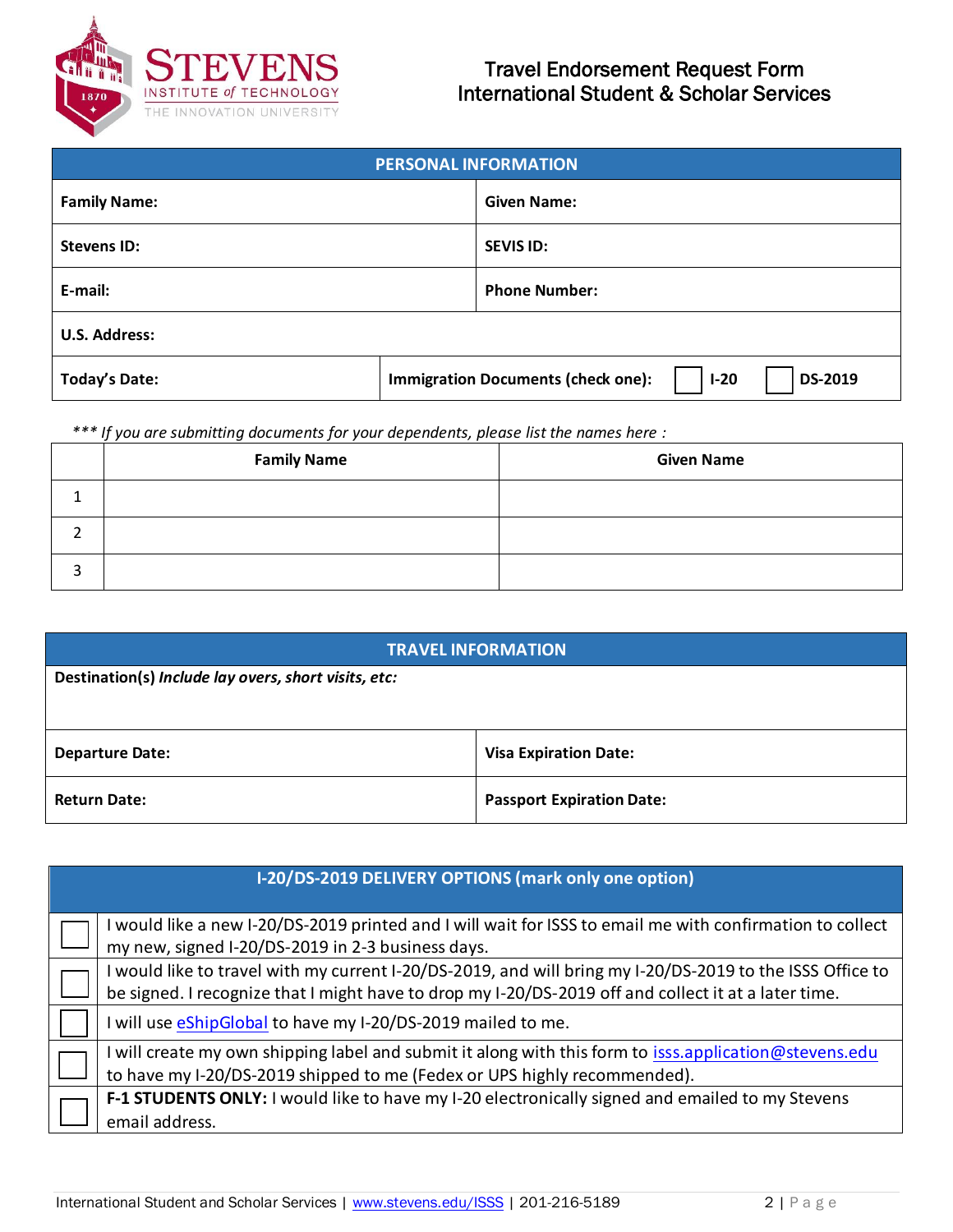# Travel Endorsement Request Form
## International Student & Scholar Services

| PERSONAL INFORMATION | | |
|---|---|---|
| **Family Name:** | **Given Name:** | |
| **Stevens ID:** | **SEVIS ID:** | |
| **E-mail:** | **Phone Number:** | |
| **U.S. Address:** | | |
| **Today's Date:** | **Immigration Documents (check one):** ☐ **I-20** ☐ **DS-2019** | |

*\*\*\* If you are submitting documents for your dependents, please list the names here :*

| | Family Name | Given Name |
|---|---|---|
| 1 | | |
| 2 | | |
| 3 | | |

| TRAVEL INFORMATION | |
|---|---|
| **Destination(s)** ***Include lay overs, short visits, etc:*** | |
| **Departure Date:** | **Visa Expiration Date:** |
| **Return Date:** | **Passport Expiration Date:** |

| I-20/DS-2019 DELIVERY OPTIONS (mark only one option) | |
|---|---|
| ☐ | I would like a new I-20/DS-2019 printed and I will wait for ISSS to email me with confirmation to collect my new, signed I-20/DS-2019 in 2-3 business days. |
| ☐ | I would like to travel with my current I-20/DS-2019, and will bring my I-20/DS-2019 to the ISSS Office to be signed. I recognize that I might have to drop my I-20/DS-2019 off and collect it at a later time. |
| ☐ | I will use eShipGlobal to have my I-20/DS-2019 mailed to me. |
| ☐ | I will create my own shipping label and submit it along with this form to isss.application@stevens.edu to have my I-20/DS-2019 shipped to me (Fedex or UPS highly recommended). |
| ☐ | **F-1 STUDENTS ONLY:** I would like to have my I-20 electronically signed and emailed to my Stevens email address. |

International Student and Scholar Services | www.stevens.edu/ISSS | 201-216-5189